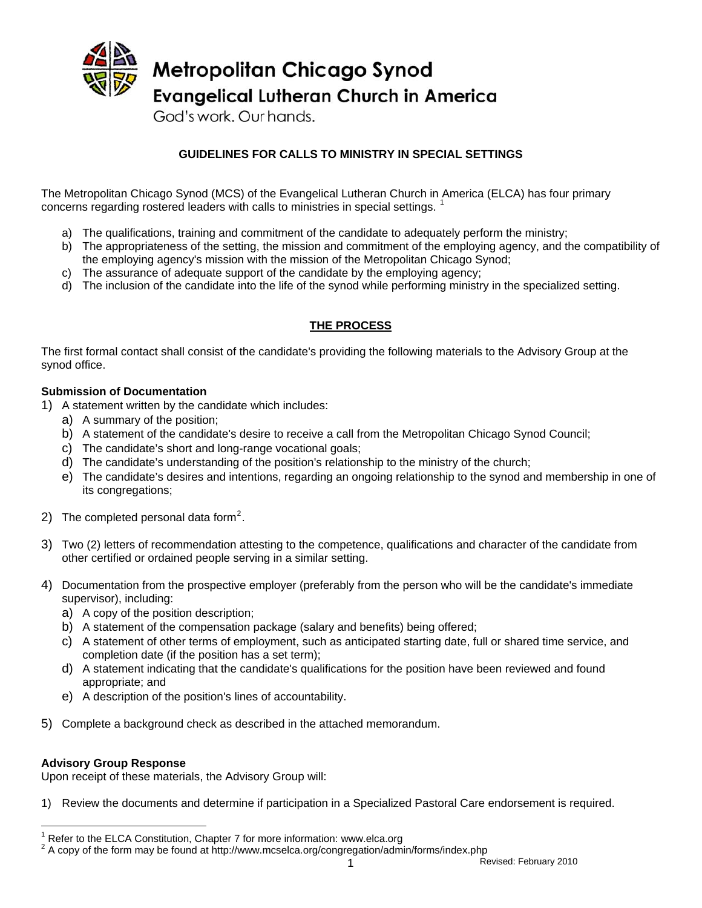# Metropolitan Chicago Synod
## Evangelical Lutheran Church in America

God's work. Our hands.

### GUIDELINES FOR CALLS TO MINISTRY IN SPECIAL SETTINGS

The Metropolitan Chicago Synod (MCS) of the Evangelical Lutheran Church in America (ELCA) has four primary concerns regarding rostered leaders with calls to ministries in special settings. [1]

a) The qualifications, training and commitment of the candidate to adequately perform the ministry;
b) The appropriateness of the setting, the mission and commitment of the employing agency, and the compatibility of the employing agency's mission with the mission of the Metropolitan Chicago Synod;
c) The assurance of adequate support of the candidate by the employing agency;
d) The inclusion of the candidate into the life of the synod while performing ministry in the specialized setting.

### THE PROCESS

The first formal contact shall consist of the candidate's providing the following materials to the Advisory Group at the synod office.

**Submission of Documentation**

1) A statement written by the candidate which includes:
   a) A summary of the position;
   b) A statement of the candidate's desire to receive a call from the Metropolitan Chicago Synod Council;
   c) The candidate's short and long-range vocational goals;
   d) The candidate's understanding of the position's relationship to the ministry of the church;
   e) The candidate's desires and intentions, regarding an ongoing relationship to the synod and membership in one of its congregations;

2) The completed personal data form[2].

3) Two (2) letters of recommendation attesting to the competence, qualifications and character of the candidate from other certified or ordained people serving in a similar setting.

4) Documentation from the prospective employer (preferably from the person who will be the candidate's immediate supervisor), including:
   a) A copy of the position description;
   b) A statement of the compensation package (salary and benefits) being offered;
   c) A statement of other terms of employment, such as anticipated starting date, full or shared time service, and completion date (if the position has a set term);
   d) A statement indicating that the candidate's qualifications for the position have been reviewed and found appropriate; and
   e) A description of the position's lines of accountability.

5) Complete a background check as described in the attached memorandum.

**Advisory Group Response**

Upon receipt of these materials, the Advisory Group will:

1) Review the documents and determine if participation in a Specialized Pastoral Care endorsement is required.

---

[1] Refer to the ELCA Constitution, Chapter 7 for more information: www.elca.org

[2] A copy of the form may be found at http://www.mcselca.org/congregation/admin/forms/index.php

Revised: February 2010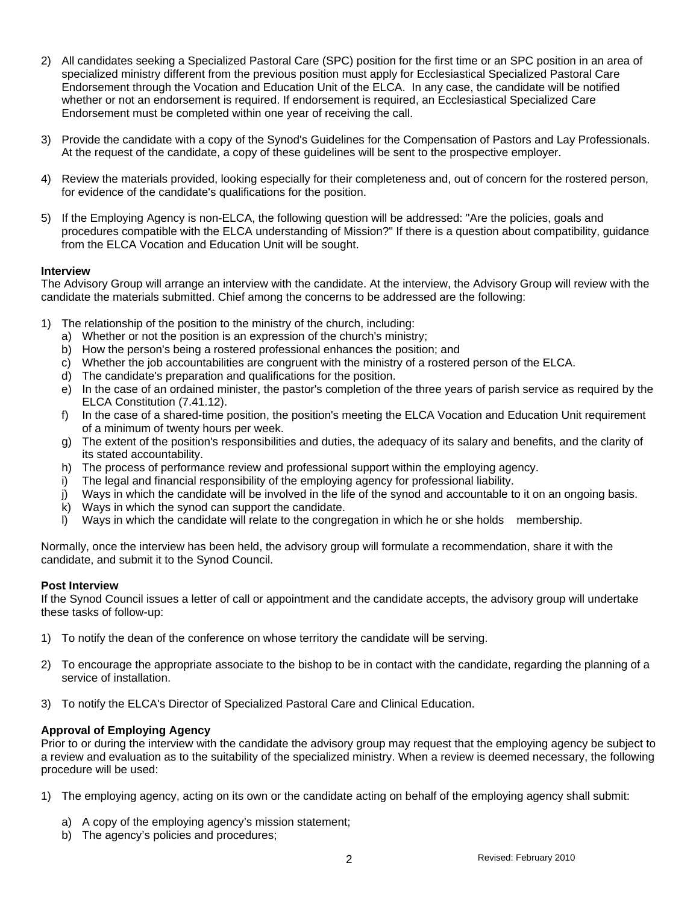2) All candidates seeking a Specialized Pastoral Care (SPC) position for the first time or an SPC position in an area of specialized ministry different from the previous position must apply for Ecclesiastical Specialized Pastoral Care Endorsement through the Vocation and Education Unit of the ELCA. In any case, the candidate will be notified whether or not an endorsement is required. If endorsement is required, an Ecclesiastical Specialized Care Endorsement must be completed within one year of receiving the call.

3) Provide the candidate with a copy of the Synod's Guidelines for the Compensation of Pastors and Lay Professionals. At the request of the candidate, a copy of these guidelines will be sent to the prospective employer.

4) Review the materials provided, looking especially for their completeness and, out of concern for the rostered person, for evidence of the candidate's qualifications for the position.

5) If the Employing Agency is non-ELCA, the following question will be addressed: "Are the policies, goals and procedures compatible with the ELCA understanding of Mission?" If there is a question about compatibility, guidance from the ELCA Vocation and Education Unit will be sought.

**Interview**

The Advisory Group will arrange an interview with the candidate. At the interview, the Advisory Group will review with the candidate the materials submitted. Chief among the concerns to be addressed are the following:

1) The relationship of the position to the ministry of the church, including:
   a) Whether or not the position is an expression of the church's ministry;
   b) How the person's being a rostered professional enhances the position; and
   c) Whether the job accountabilities are congruent with the ministry of a rostered person of the ELCA.
   d) The candidate's preparation and qualifications for the position.
   e) In the case of an ordained minister, the pastor's completion of the three years of parish service as required by the ELCA Constitution (7.41.12).
   f) In the case of a shared-time position, the position's meeting the ELCA Vocation and Education Unit requirement of a minimum of twenty hours per week.
   g) The extent of the position's responsibilities and duties, the adequacy of its salary and benefits, and the clarity of its stated accountability.
   h) The process of performance review and professional support within the employing agency.
   i) The legal and financial responsibility of the employing agency for professional liability.
   j) Ways in which the candidate will be involved in the life of the synod and accountable to it on an ongoing basis.
   k) Ways in which the synod can support the candidate.
   l) Ways in which the candidate will relate to the congregation in which he or she holds membership.

Normally, once the interview has been held, the advisory group will formulate a recommendation, share it with the candidate, and submit it to the Synod Council.

**Post Interview**

If the Synod Council issues a letter of call or appointment and the candidate accepts, the advisory group will undertake these tasks of follow-up:

1) To notify the dean of the conference on whose territory the candidate will be serving.

2) To encourage the appropriate associate to the bishop to be in contact with the candidate, regarding the planning of a service of installation.

3) To notify the ELCA's Director of Specialized Pastoral Care and Clinical Education.

**Approval of Employing Agency**

Prior to or during the interview with the candidate the advisory group may request that the employing agency be subject to a review and evaluation as to the suitability of the specialized ministry. When a review is deemed necessary, the following procedure will be used:

1) The employing agency, acting on its own or the candidate acting on behalf of the employing agency shall submit:

   a) A copy of the employing agency's mission statement;
   b) The agency's policies and procedures;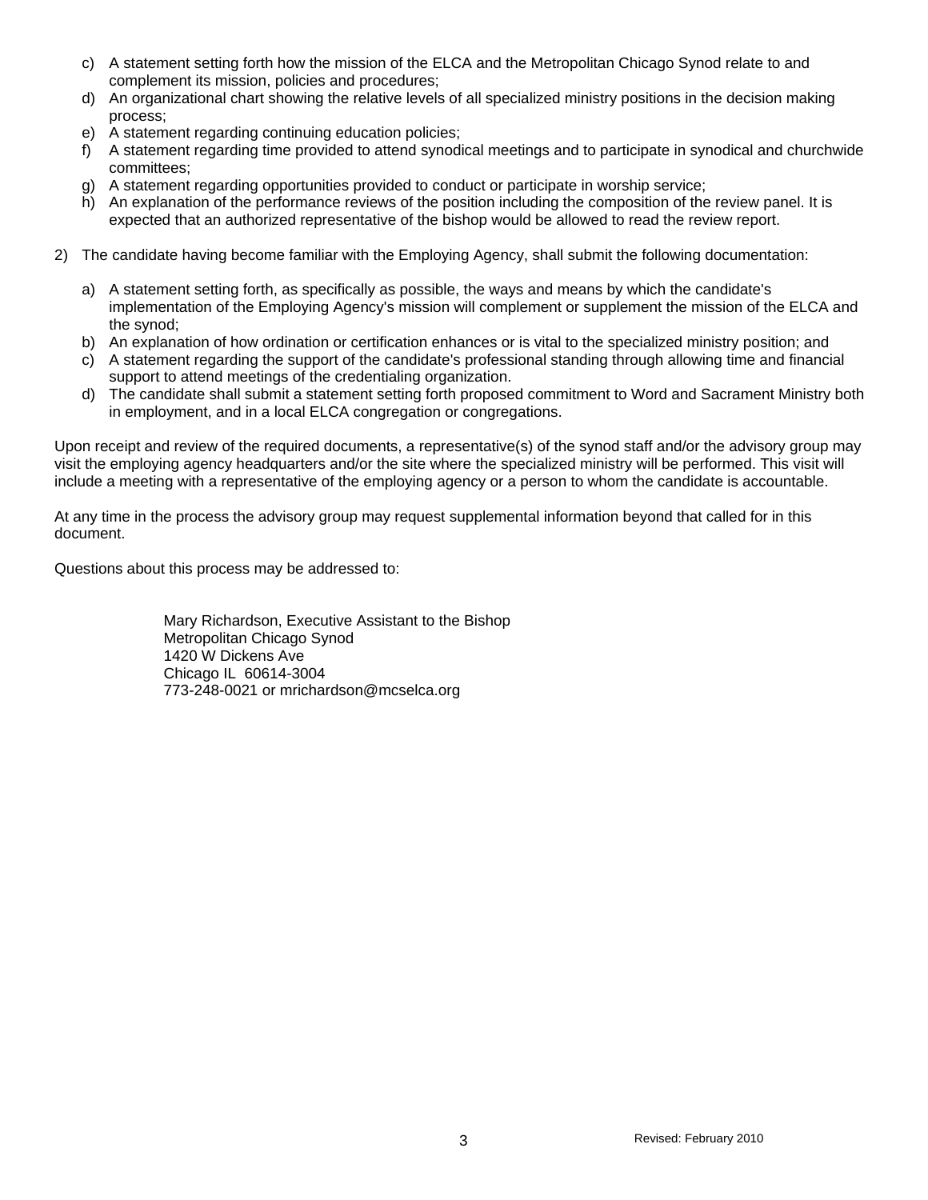c) A statement setting forth how the mission of the ELCA and the Metropolitan Chicago Synod relate to and complement its mission, policies and procedures;
d) An organizational chart showing the relative levels of all specialized ministry positions in the decision making process;
e) A statement regarding continuing education policies;
f) A statement regarding time provided to attend synodical meetings and to participate in synodical and churchwide committees;
g) A statement regarding opportunities provided to conduct or participate in worship service;
h) An explanation of the performance reviews of the position including the composition of the review panel. It is expected that an authorized representative of the bishop would be allowed to read the review report.

2) The candidate having become familiar with the Employing Agency, shall submit the following documentation:

   a) A statement setting forth, as specifically as possible, the ways and means by which the candidate's implementation of the Employing Agency's mission will complement or supplement the mission of the ELCA and the synod;
   b) An explanation of how ordination or certification enhances or is vital to the specialized ministry position; and
   c) A statement regarding the support of the candidate's professional standing through allowing time and financial support to attend meetings of the credentialing organization.
   d) The candidate shall submit a statement setting forth proposed commitment to Word and Sacrament Ministry both in employment, and in a local ELCA congregation or congregations.

Upon receipt and review of the required documents, a representative(s) of the synod staff and/or the advisory group may visit the employing agency headquarters and/or the site where the specialized ministry will be performed. This visit will include a meeting with a representative of the employing agency or a person to whom the candidate is accountable.

At any time in the process the advisory group may request supplemental information beyond that called for in this document.

Questions about this process may be addressed to:

Mary Richardson, Executive Assistant to the Bishop
Metropolitan Chicago Synod
1420 W Dickens Ave
Chicago IL 60614-3004
773-248-0021 or mrichardson@mcselca.org

Revised: February 2010